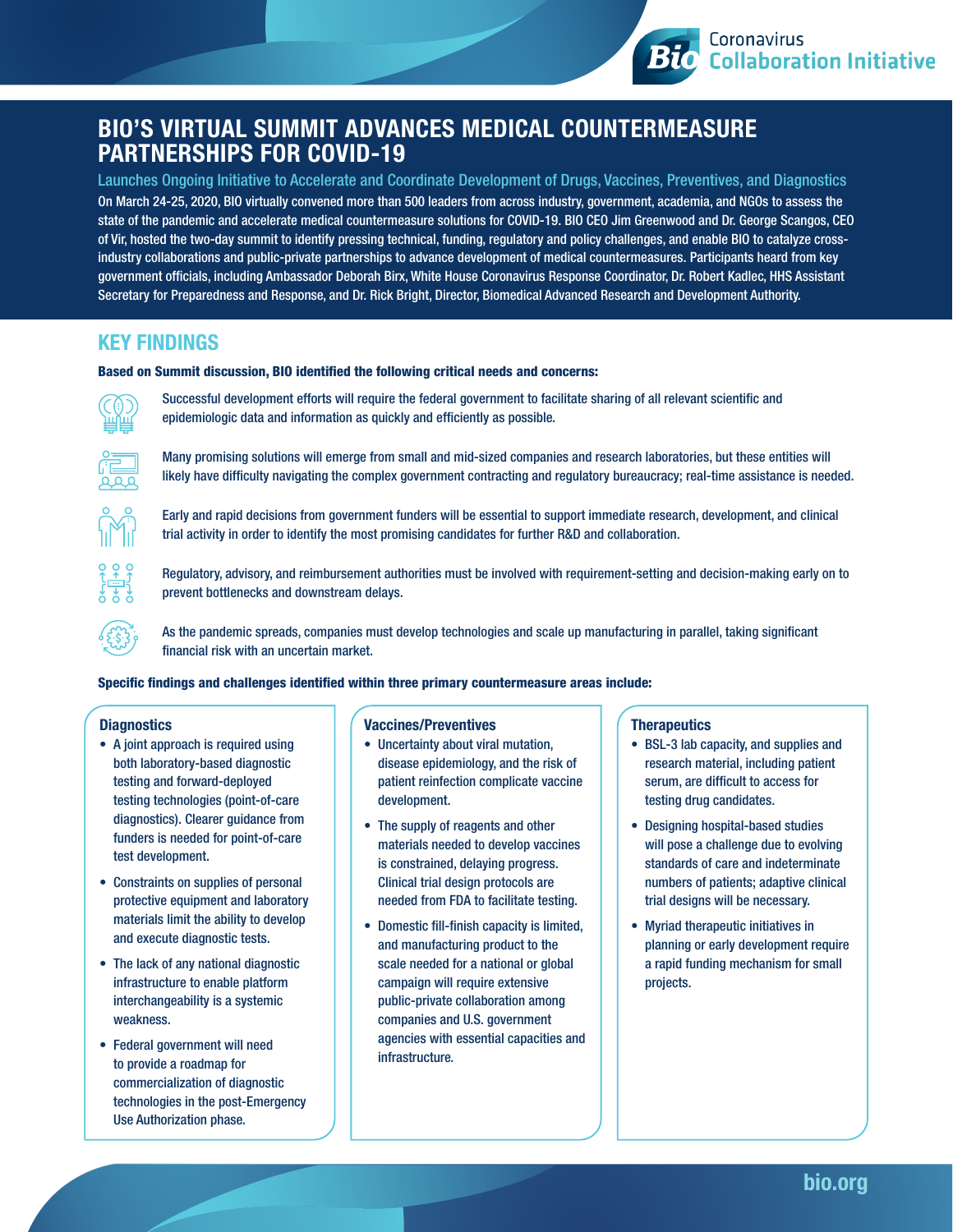# BIO'S VIRTUAL SUMMIT ADVANCES MEDICAL COUNTERMEASURE PARTNERSHIPS FOR COVID-19

## Launches Ongoing Initiative to Accelerate and Coordinate Development of Drugs, Vaccines, Preventives, and Diagnostics

On March 24-25, 2020, BIO virtually convened more than 500 leaders from across industry, government, academia, and NGOs to assess the state of the pandemic and accelerate medical countermeasure solutions for COVID-19. BIO CEO Jim Greenwood and Dr. George Scangos, CEO of Vir, hosted the two-day summit to identify pressing technical, funding, regulatory and policy challenges, and enable BIO to catalyze cross-industry collaborations and public-private partnerships to advance development of medical countermeasures. Participants heard from key government officials, including Ambassador Deborah Birx, White House Coronavirus Response Coordinator, Dr. Robert Kadlec, HHS Assistant Secretary for Preparedness and Response, and Dr. Rick Bright, Director, Biomedical Advanced Research and Development Authority.

## KEY FINDINGS

**Based on Summit discussion, BIO identified the following critical needs and concerns:**

- Successful development efforts will require the federal government to facilitate sharing of all relevant scientific and epidemiologic data and information as quickly and efficiently as possible.
- Many promising solutions will emerge from small and mid-sized companies and research laboratories, but these entities will likely have difficulty navigating the complex government contracting and regulatory bureaucracy; real-time assistance is needed.
- Early and rapid decisions from government funders will be essential to support immediate research, development, and clinical trial activity in order to identify the most promising candidates for further R&D and collaboration.
- Regulatory, advisory, and reimbursement authorities must be involved with requirement-setting and decision-making early on to prevent bottlenecks and downstream delays.
- As the pandemic spreads, companies must develop technologies and scale up manufacturing in parallel, taking significant financial risk with an uncertain market.

**Specific findings and challenges identified within three primary countermeasure areas include:**

### Diagnostics

- A joint approach is required using both laboratory-based diagnostic testing and forward-deployed testing technologies (point-of-care diagnostics). Clearer guidance from funders is needed for point-of-care test development.
- Constraints on supplies of personal protective equipment and laboratory materials limit the ability to develop and execute diagnostic tests.
- The lack of any national diagnostic infrastructure to enable platform interchangeability is a systemic weakness.
- Federal government will need to provide a roadmap for commercialization of diagnostic technologies in the post-Emergency Use Authorization phase.

### Vaccines/Preventives

- Uncertainty about viral mutation, disease epidemiology, and the risk of patient reinfection complicate vaccine development.
- The supply of reagents and other materials needed to develop vaccines is constrained, delaying progress. Clinical trial design protocols are needed from FDA to facilitate testing.
- Domestic fill-finish capacity is limited, and manufacturing product to the scale needed for a national or global campaign will require extensive public-private collaboration among companies and U.S. government agencies with essential capacities and infrastructure.

### Therapeutics

- BSL-3 lab capacity, and supplies and research material, including patient serum, are difficult to access for testing drug candidates.
- Designing hospital-based studies will pose a challenge due to evolving standards of care and indeterminate numbers of patients; adaptive clinical trial designs will be necessary.
- Myriad therapeutic initiatives in planning or early development require a rapid funding mechanism for small projects.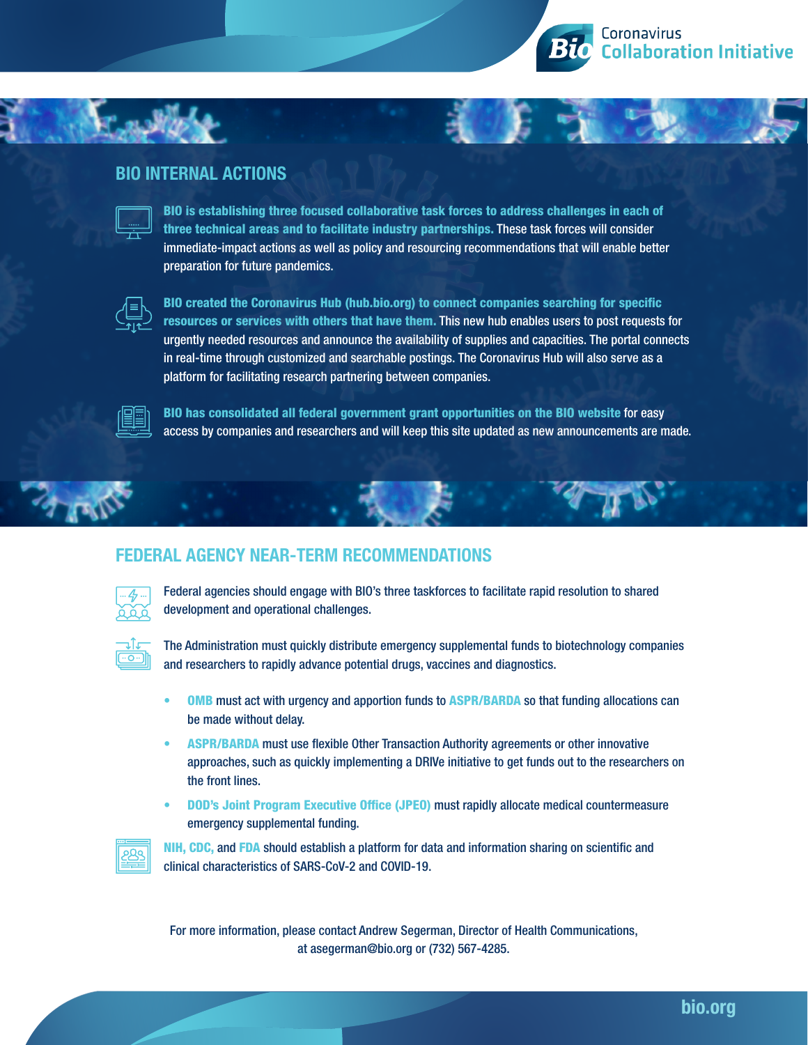## BIO INTERNAL ACTIONS

**BIO is establishing three focused collaborative task forces to address challenges in each of three technical areas and to facilitate industry partnerships.** These task forces will consider immediate-impact actions as well as policy and resourcing recommendations that will enable better preparation for future pandemics.

**BIO created the Coronavirus Hub (hub.bio.org) to connect companies searching for specific resources or services with others that have them.** This new hub enables users to post requests for urgently needed resources and announce the availability of supplies and capacities. The portal connects in real-time through customized and searchable postings. The Coronavirus Hub will also serve as a platform for facilitating research partnering between companies.

**BIO has consolidated all federal government grant opportunities on the BIO website** for easy access by companies and researchers and will keep this site updated as new announcements are made.

## FEDERAL AGENCY NEAR-TERM RECOMMENDATIONS

Federal agencies should engage with BIO's three taskforces to facilitate rapid resolution to shared development and operational challenges.

The Administration must quickly distribute emergency supplemental funds to biotechnology companies and researchers to rapidly advance potential drugs, vaccines and diagnostics.

- **OMB** must act with urgency and apportion funds to **ASPR/BARDA** so that funding allocations can be made without delay.
- **ASPR/BARDA** must use flexible Other Transaction Authority agreements or other innovative approaches, such as quickly implementing a DRIVe initiative to get funds out to the researchers on the front lines.
- **DOD's Joint Program Executive Office (JPEO)** must rapidly allocate medical countermeasure emergency supplemental funding.

**NIH, CDC,** and **FDA** should establish a platform for data and information sharing on scientific and clinical characteristics of SARS-CoV-2 and COVID-19.

For more information, please contact Andrew Segerman, Director of Health Communications, at asegerman@bio.org or (732) 567-4285.